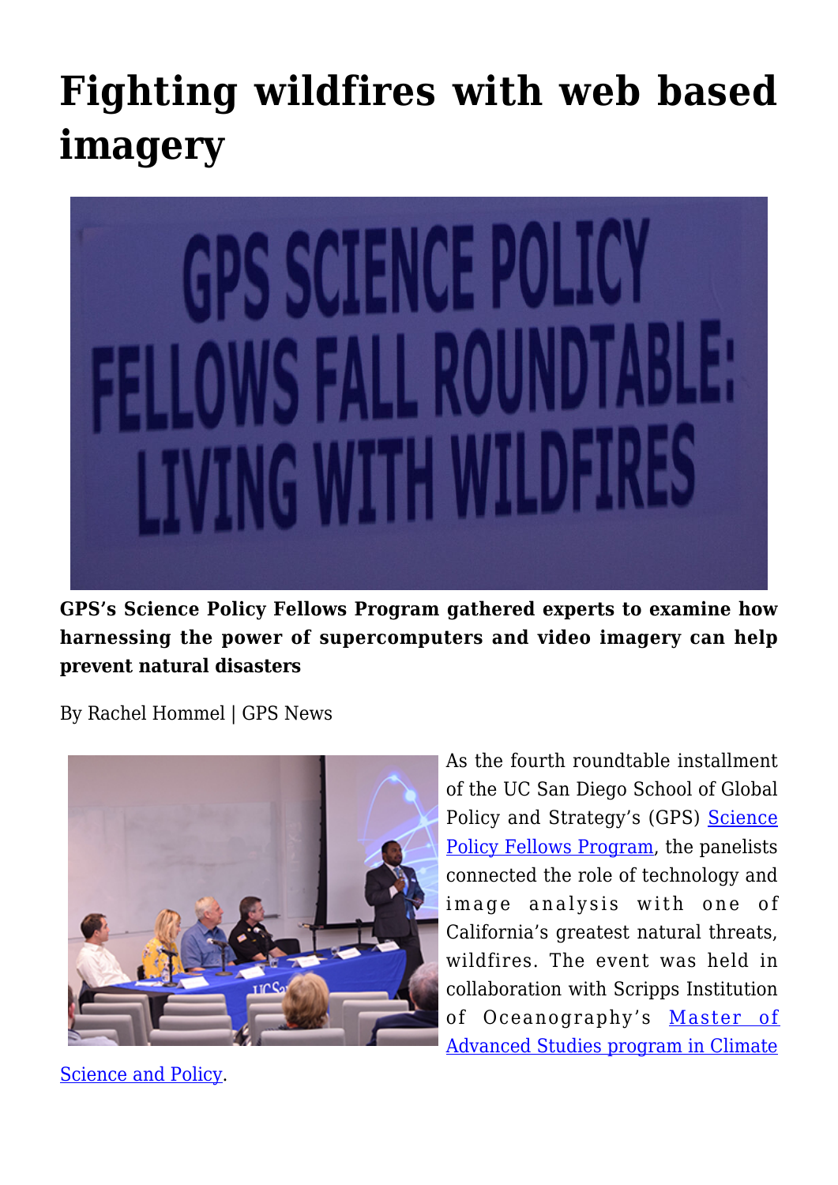# Fighting wildfires with web based imagery

**GPS's Science Policy Fellows Program gathered experts to examine how harnessing the power of supercomputers and video imagery can help prevent natural disasters**

By Rachel Hommel | GPS News

As the fourth roundtable installment of the UC San Diego School of Global Policy and Strategy's (GPS) Science Policy Fellows Program, the panelists connected the role of technology and image analysis with one of California's greatest natural threats, wildfires. The event was held in collaboration with Scripps Institution of Oceanography's Master of Advanced Studies program in Climate Science and Policy.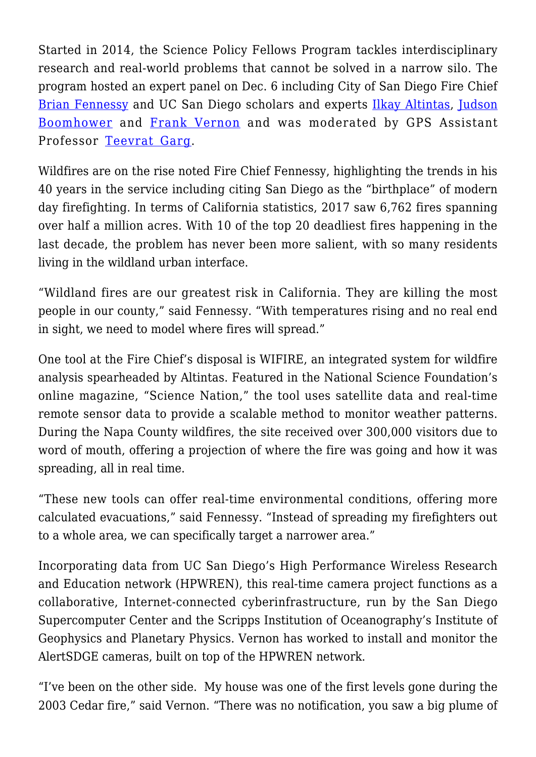Started in 2014, the Science Policy Fellows Program tackles interdisciplinary research and real-world problems that cannot be solved in a narrow silo. The program hosted an expert panel on Dec. 6 including City of San Diego Fire Chief Brian Fennessy and UC San Diego scholars and experts Ilkay Altintas, Judson Boomhower and Frank Vernon and was moderated by GPS Assistant Professor Teevrat Garg.

Wildfires are on the rise noted Fire Chief Fennessy, highlighting the trends in his 40 years in the service including citing San Diego as the "birthplace" of modern day firefighting. In terms of California statistics, 2017 saw 6,762 fires spanning over half a million acres. With 10 of the top 20 deadliest fires happening in the last decade, the problem has never been more salient, with so many residents living in the wildland urban interface.

"Wildland fires are our greatest risk in California. They are killing the most people in our county," said Fennessy. "With temperatures rising and no real end in sight, we need to model where fires will spread."

One tool at the Fire Chief's disposal is WIFIRE, an integrated system for wildfire analysis spearheaded by Altintas. Featured in the National Science Foundation's online magazine, "Science Nation," the tool uses satellite data and real-time remote sensor data to provide a scalable method to monitor weather patterns. During the Napa County wildfires, the site received over 300,000 visitors due to word of mouth, offering a projection of where the fire was going and how it was spreading, all in real time.

"These new tools can offer real-time environmental conditions, offering more calculated evacuations," said Fennessy. "Instead of spreading my firefighters out to a whole area, we can specifically target a narrower area."

Incorporating data from UC San Diego's High Performance Wireless Research and Education network (HPWREN), this real-time camera project functions as a collaborative, Internet-connected cyberinfrastructure, run by the San Diego Supercomputer Center and the Scripps Institution of Oceanography's Institute of Geophysics and Planetary Physics. Vernon has worked to install and monitor the AlertSDGE cameras, built on top of the HPWREN network.

"I've been on the other side. My house was one of the first levels gone during the 2003 Cedar fire," said Vernon. "There was no notification, you saw a big plume of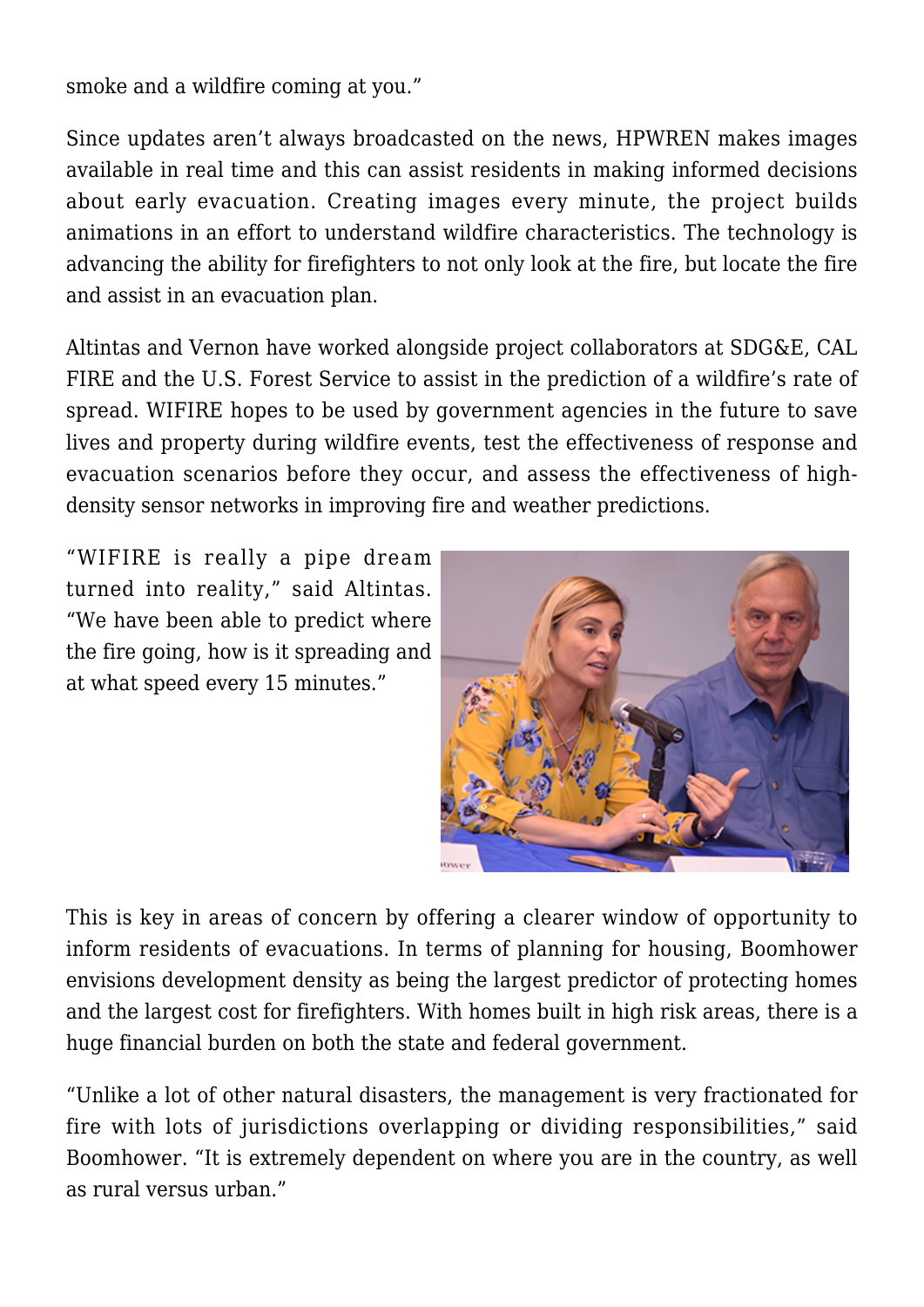smoke and a wildfire coming at you."

Since updates aren't always broadcasted on the news, HPWREN makes images available in real time and this can assist residents in making informed decisions about early evacuation. Creating images every minute, the project builds animations in an effort to understand wildfire characteristics. The technology is advancing the ability for firefighters to not only look at the fire, but locate the fire and assist in an evacuation plan.

Altintas and Vernon have worked alongside project collaborators at SDG&E, CAL FIRE and the U.S. Forest Service to assist in the prediction of a wildfire's rate of spread. WIFIRE hopes to be used by government agencies in the future to save lives and property during wildfire events, test the effectiveness of response and evacuation scenarios before they occur, and assess the effectiveness of high-density sensor networks in improving fire and weather predictions.

"WIFIRE is really a pipe dream turned into reality," said Altintas. "We have been able to predict where the fire going, how is it spreading and at what speed every 15 minutes."

This is key in areas of concern by offering a clearer window of opportunity to inform residents of evacuations. In terms of planning for housing, Boomhower envisions development density as being the largest predictor of protecting homes and the largest cost for firefighters. With homes built in high risk areas, there is a huge financial burden on both the state and federal government.

"Unlike a lot of other natural disasters, the management is very fractionated for fire with lots of jurisdictions overlapping or dividing responsibilities," said Boomhower. "It is extremely dependent on where you are in the country, as well as rural versus urban."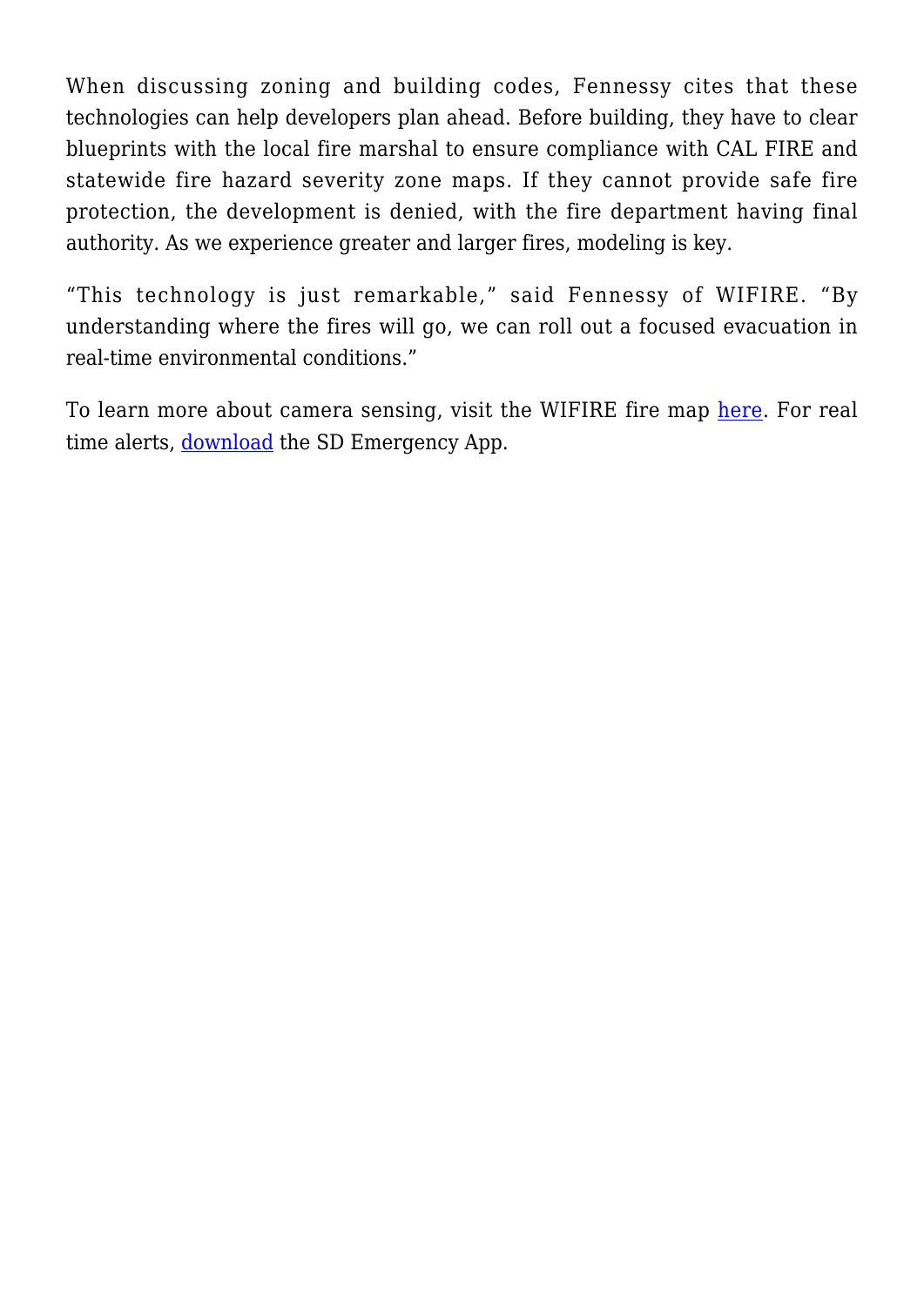When discussing zoning and building codes, Fennessy cites that these technologies can help developers plan ahead. Before building, they have to clear blueprints with the local fire marshal to ensure compliance with CAL FIRE and statewide fire hazard severity zone maps. If they cannot provide safe fire protection, the development is denied, with the fire department having final authority. As we experience greater and larger fires, modeling is key.

"This technology is just remarkable," said Fennessy of WIFIRE. "By understanding where the fires will go, we can roll out a focused evacuation in real-time environmental conditions."

To learn more about camera sensing, visit the WIFIRE fire map here. For real time alerts, download the SD Emergency App.